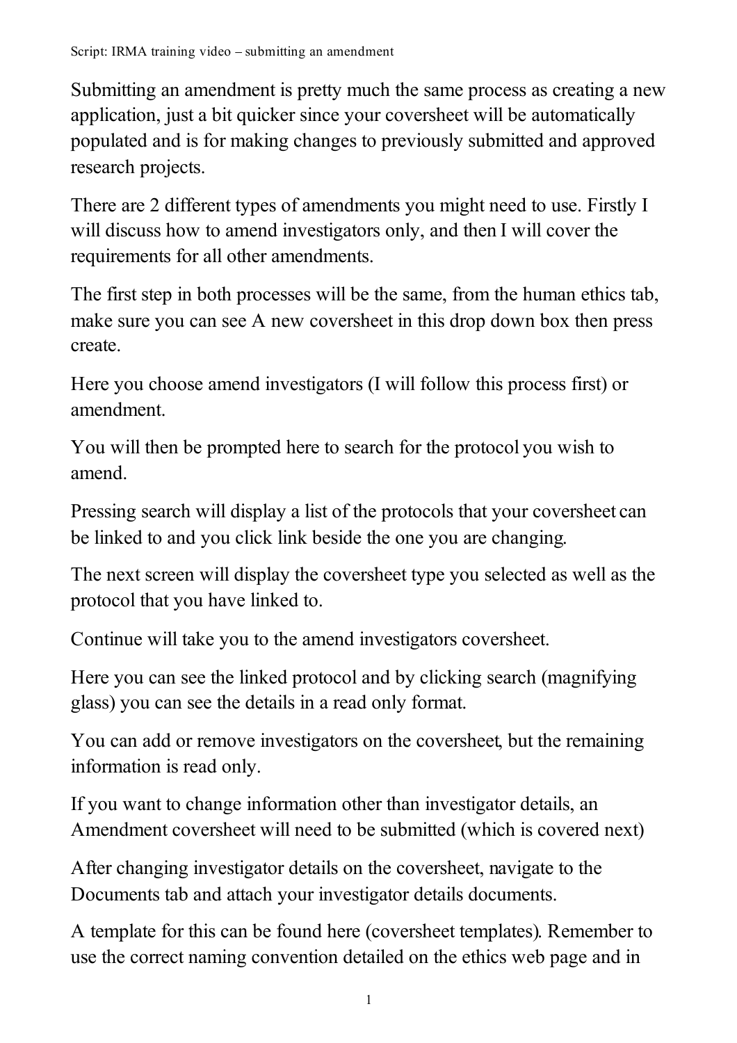Script: IRMA training video – submitting an amendment

Submitting an amendment is pretty much the same process as creating a new application, just a bit quicker since your coversheet will be automatically populated and is for making changes to previously submitted and approved research projects.

There are 2 different types of amendments you might need to use. Firstly I will discuss how to amend investigators only, and then I will cover the requirements for all other amendments.

The first step in both processes will be the same, from the human ethics tab, make sure you can see A new coversheet in this drop down box then press create.

Here you choose amend investigators (I will follow this process first) or amendment.

You will then be prompted here to search for the protocol you wish to amend.

Pressing search will display a list of the protocols that your coversheet can be linked to and you click link beside the one you are changing.

The next screen will display the coversheet type you selected as well as the protocol that you have linked to.

Continue will take you to the amend investigators coversheet.

Here you can see the linked protocol and by clicking search (magnifying glass) you can see the details in a read only format.

You can add or remove investigators on the coversheet, but the remaining information is read only.

If you want to change information other than investigator details, an Amendment coversheet will need to be submitted (which is covered next)

After changing investigator details on the coversheet, navigate to the Documents tab and attach your investigator details documents.

A template for this can be found here (coversheet templates). Remember to use the correct naming convention detailed on the ethics web page and in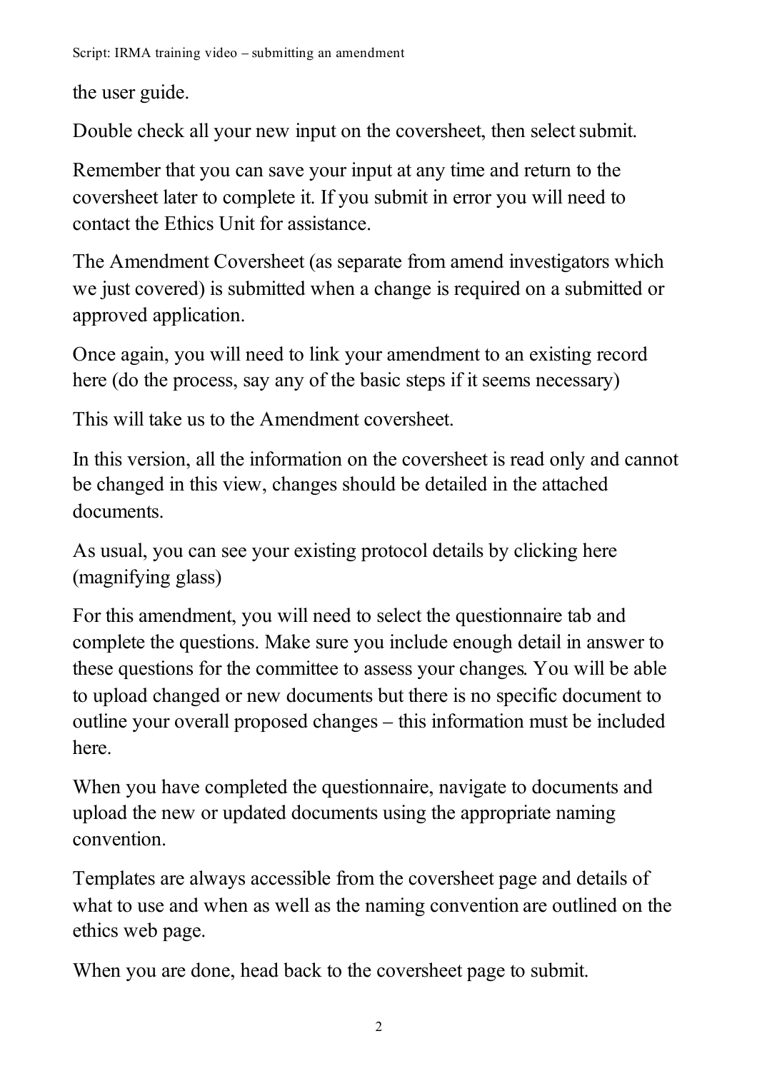the user guide.

Double check all your new input on the coversheet, then select submit.

Remember that you can save your input at any time and return to the coversheet later to complete it. If you submit in error you will need to contact the Ethics Unit for assistance.

The Amendment Coversheet (as separate from amend investigators which we just covered) is submitted when a change is required on a submitted or approved application.

Once again, you will need to link your amendment to an existing record here (do the process, say any of the basic steps if it seems necessary)

This will take us to the Amendment coversheet.

In this version, all the information on the coversheet is read only and cannot be changed in this view, changes should be detailed in the attached documents.

As usual, you can see your existing protocol details by clicking here (magnifying glass)

For this amendment, you will need to select the questionnaire tab and complete the questions. Make sure you include enough detail in answer to these questions for the committee to assess your changes. You will be able to upload changed or new documents but there is no specific document to outline your overall proposed changes – this information must be included here.

When you have completed the questionnaire, navigate to documents and upload the new or updated documents using the appropriate naming convention.

Templates are always accessible from the coversheet page and details of what to use and when as well as the naming convention are outlined on the ethics web page.

When you are done, head back to the coversheet page to submit.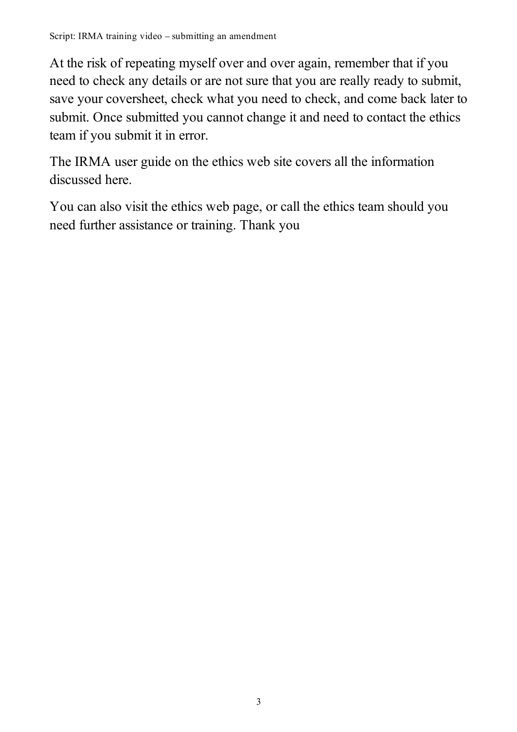At the risk of repeating myself over and over again, remember that if you need to check any details or are not sure that you are really ready to submit, save your coversheet, check what you need to check, and come back later to submit. Once submitted you cannot change it and need to contact the ethics team if you submit it in error.

The IRMA user guide on the ethics web site covers all the information discussed here.

You can also visit the ethics web page, or call the ethics team should you need further assistance or training. Thank you